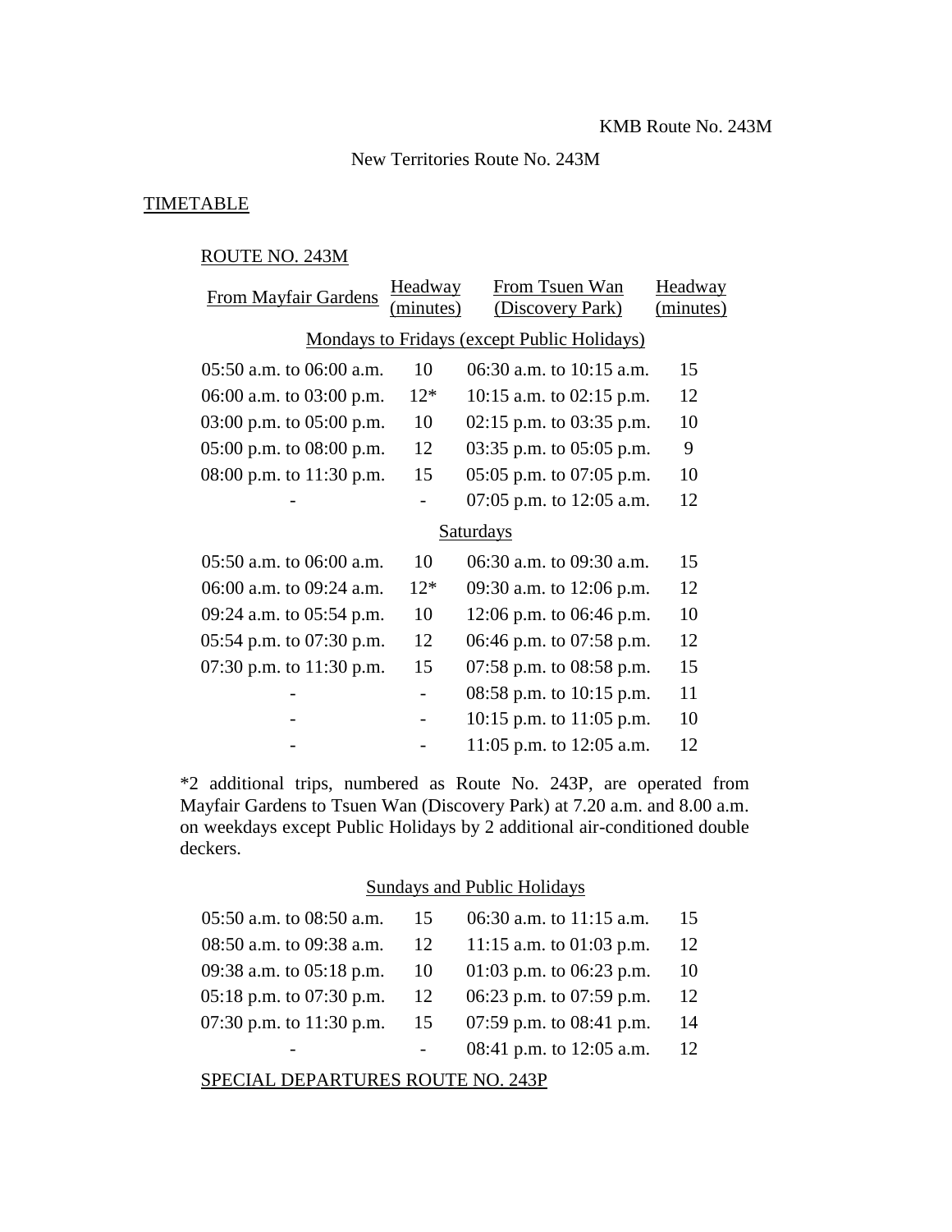KMB Route No. 243M

New Territories Route No. 243M

## TIMETABLE

### ROUTE NO. 243M

| From Mayfair Gardens | Headway (minutes) | From Tsuen Wan (Discovery Park) | Headway (minutes) |
|---|---|---|---|
| **Mondays to Fridays (except Public Holidays)** | | | |
| 05:50 a.m. to 06:00 a.m. | 10 | 06:30 a.m. to 10:15 a.m. | 15 |
| 06:00 a.m. to 03:00 p.m. | 12* | 10:15 a.m. to 02:15 p.m. | 12 |
| 03:00 p.m. to 05:00 p.m. | 10 | 02:15 p.m. to 03:35 p.m. | 10 |
| 05:00 p.m. to 08:00 p.m. | 12 | 03:35 p.m. to 05:05 p.m. | 9 |
| 08:00 p.m. to 11:30 p.m. | 15 | 05:05 p.m. to 07:05 p.m. | 10 |
| - | - | 07:05 p.m. to 12:05 a.m. | 12 |
| **Saturdays** | | | |
| 05:50 a.m. to 06:00 a.m. | 10 | 06:30 a.m. to 09:30 a.m. | 15 |
| 06:00 a.m. to 09:24 a.m. | 12* | 09:30 a.m. to 12:06 p.m. | 12 |
| 09:24 a.m. to 05:54 p.m. | 10 | 12:06 p.m. to 06:46 p.m. | 10 |
| 05:54 p.m. to 07:30 p.m. | 12 | 06:46 p.m. to 07:58 p.m. | 12 |
| 07:30 p.m. to 11:30 p.m. | 15 | 07:58 p.m. to 08:58 p.m. | 15 |
| - | - | 08:58 p.m. to 10:15 p.m. | 11 |
| - | - | 10:15 p.m. to 11:05 p.m. | 10 |
| - | - | 11:05 p.m. to 12:05 a.m. | 12 |

*2 additional trips, numbered as Route No. 243P, are operated from Mayfair Gardens to Tsuen Wan (Discovery Park) at 7.20 a.m. and 8.00 a.m. on weekdays except Public Holidays by 2 additional air-conditioned double deckers.

| From Mayfair Gardens | Headway (minutes) | From Tsuen Wan (Discovery Park) | Headway (minutes) |
|---|---|---|---|
| **Sundays and Public Holidays** | | | |
| 05:50 a.m. to 08:50 a.m. | 15 | 06:30 a.m. to 11:15 a.m. | 15 |
| 08:50 a.m. to 09:38 a.m. | 12 | 11:15 a.m. to 01:03 p.m. | 12 |
| 09:38 a.m. to 05:18 p.m. | 10 | 01:03 p.m. to 06:23 p.m. | 10 |
| 05:18 p.m. to 07:30 p.m. | 12 | 06:23 p.m. to 07:59 p.m. | 12 |
| 07:30 p.m. to 11:30 p.m. | 15 | 07:59 p.m. to 08:41 p.m. | 14 |
| - | - | 08:41 p.m. to 12:05 a.m. | 12 |

### SPECIAL DEPARTURES ROUTE NO. 243P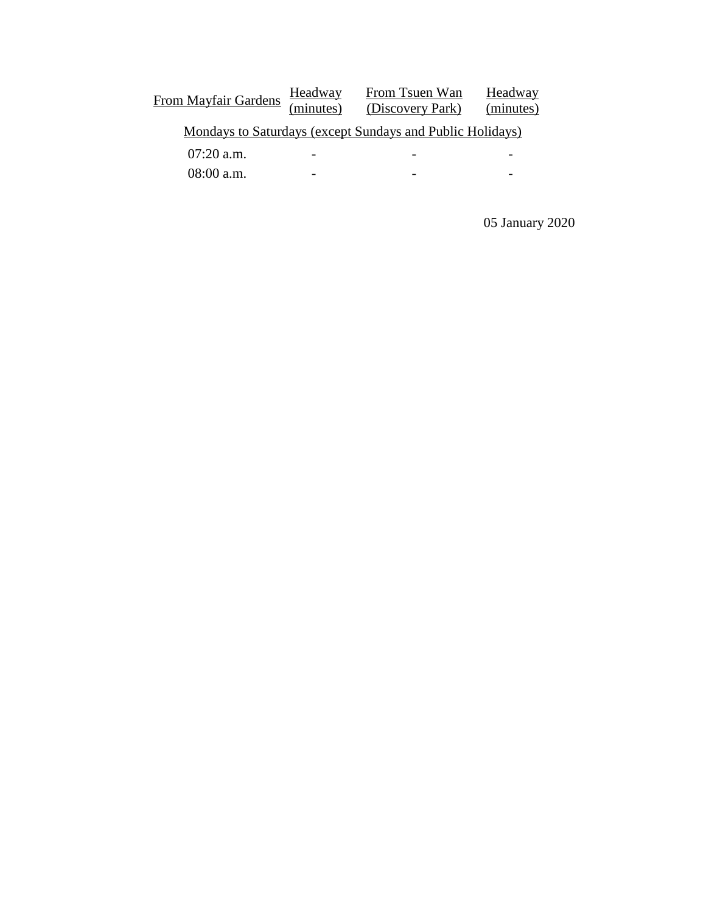| From Mayfair Gardens | Headway (minutes) | From Tsuen Wan (Discovery Park) | Headway (minutes) |
|---|---|---|---|
| Mondays to Saturdays (except Sundays and Public Holidays) | | | |
| 07:20 a.m. | - | - | - |
| 08:00 a.m. | - | - | - |

05 January 2020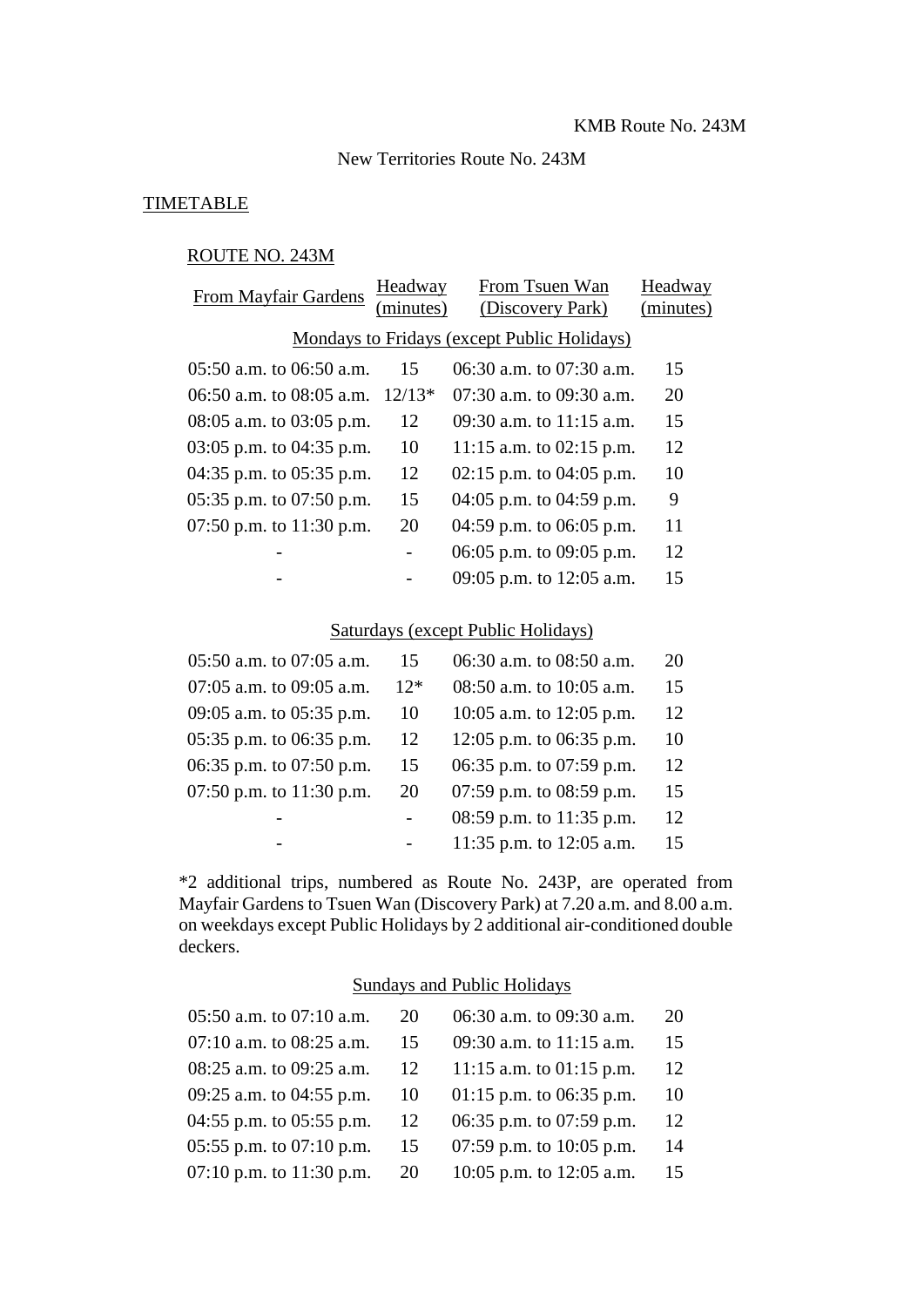KMB Route No. 243M

New Territories Route No. 243M

## TIMETABLE

### ROUTE NO. 243M

| From Mayfair Gardens | Headway (minutes) | From Tsuen Wan (Discovery Park) | Headway (minutes) |
|---|---|---|---|
| **Mondays to Fridays (except Public Holidays)** | | | |
| 05:50 a.m. to 06:50 a.m. | 15 | 06:30 a.m. to 07:30 a.m. | 15 |
| 06:50 a.m. to 08:05 a.m. | 12/13* | 07:30 a.m. to 09:30 a.m. | 20 |
| 08:05 a.m. to 03:05 p.m. | 12 | 09:30 a.m. to 11:15 a.m. | 15 |
| 03:05 p.m. to 04:35 p.m. | 10 | 11:15 a.m. to 02:15 p.m. | 12 |
| 04:35 p.m. to 05:35 p.m. | 12 | 02:15 p.m. to 04:05 p.m. | 10 |
| 05:35 p.m. to 07:50 p.m. | 15 | 04:05 p.m. to 04:59 p.m. | 9 |
| 07:50 p.m. to 11:30 p.m. | 20 | 04:59 p.m. to 06:05 p.m. | 11 |
| - | - | 06:05 p.m. to 09:05 p.m. | 12 |
| - | - | 09:05 p.m. to 12:05 a.m. | 15 |
| **Saturdays (except Public Holidays)** | | | |
| 05:50 a.m. to 07:05 a.m. | 15 | 06:30 a.m. to 08:50 a.m. | 20 |
| 07:05 a.m. to 09:05 a.m. | 12* | 08:50 a.m. to 10:05 a.m. | 15 |
| 09:05 a.m. to 05:35 p.m. | 10 | 10:05 a.m. to 12:05 p.m. | 12 |
| 05:35 p.m. to 06:35 p.m. | 12 | 12:05 p.m. to 06:35 p.m. | 10 |
| 06:35 p.m. to 07:50 p.m. | 15 | 06:35 p.m. to 07:59 p.m. | 12 |
| 07:50 p.m. to 11:30 p.m. | 20 | 07:59 p.m. to 08:59 p.m. | 15 |
| - | - | 08:59 p.m. to 11:35 p.m. | 12 |
| - | - | 11:35 p.m. to 12:05 a.m. | 15 |

*2 additional trips, numbered as Route No. 243P, are operated from Mayfair Gardens to Tsuen Wan (Discovery Park) at 7.20 a.m. and 8.00 a.m. on weekdays except Public Holidays by 2 additional air-conditioned double deckers.

| From Mayfair Gardens | Headway (minutes) | From Tsuen Wan (Discovery Park) | Headway (minutes) |
|---|---|---|---|
| **Sundays and Public Holidays** | | | |
| 05:50 a.m. to 07:10 a.m. | 20 | 06:30 a.m. to 09:30 a.m. | 20 |
| 07:10 a.m. to 08:25 a.m. | 15 | 09:30 a.m. to 11:15 a.m. | 15 |
| 08:25 a.m. to 09:25 a.m. | 12 | 11:15 a.m. to 01:15 p.m. | 12 |
| 09:25 a.m. to 04:55 p.m. | 10 | 01:15 p.m. to 06:35 p.m. | 10 |
| 04:55 p.m. to 05:55 p.m. | 12 | 06:35 p.m. to 07:59 p.m. | 12 |
| 05:55 p.m. to 07:10 p.m. | 15 | 07:59 p.m. to 10:05 p.m. | 14 |
| 07:10 p.m. to 11:30 p.m. | 20 | 10:05 p.m. to 12:05 a.m. | 15 |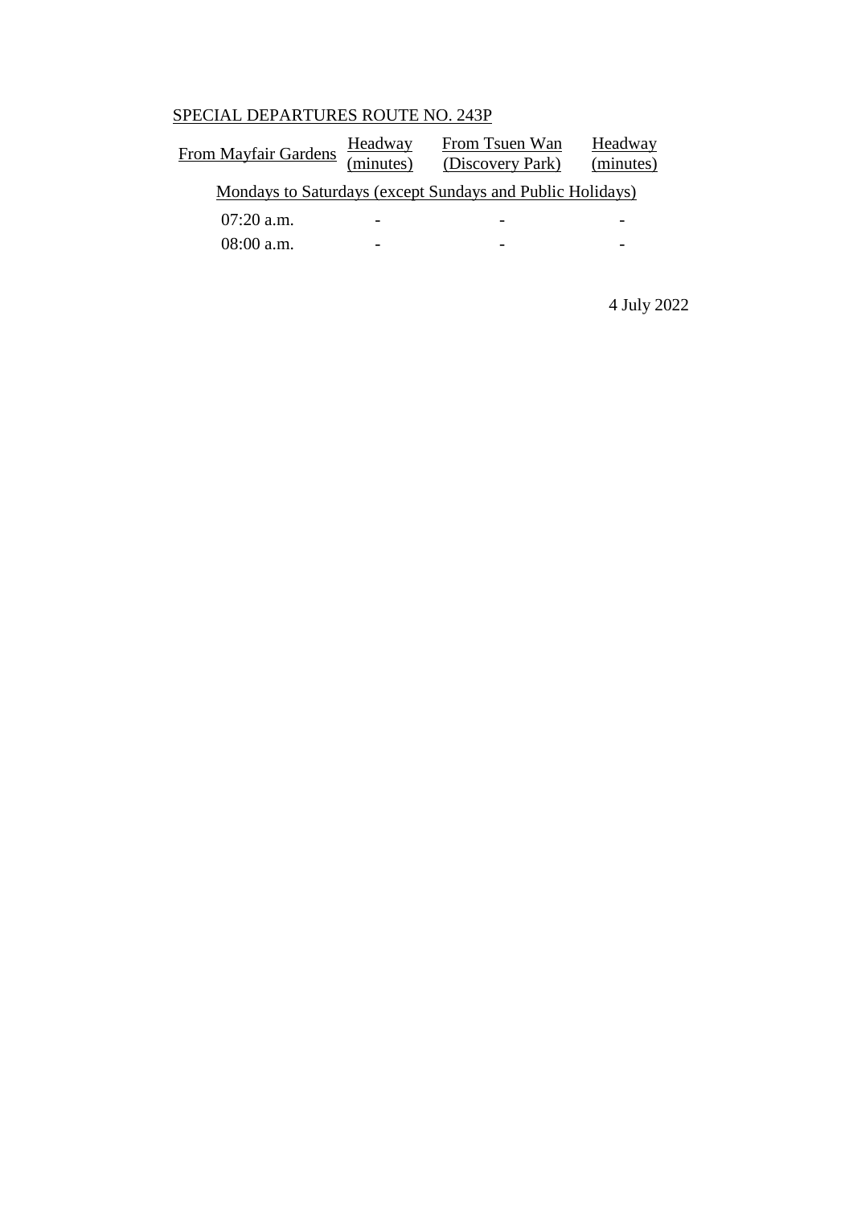SPECIAL DEPARTURES ROUTE NO. 243P

| From Mayfair Gardens | Headway (minutes) | From Tsuen Wan (Discovery Park) | Headway (minutes) |
|---|---|---|---|
| Mondays to Saturdays (except Sundays and Public Holidays) | | | |
| 07:20 a.m. | - | - | - |
| 08:00 a.m. | - | - | - |

4 July 2022